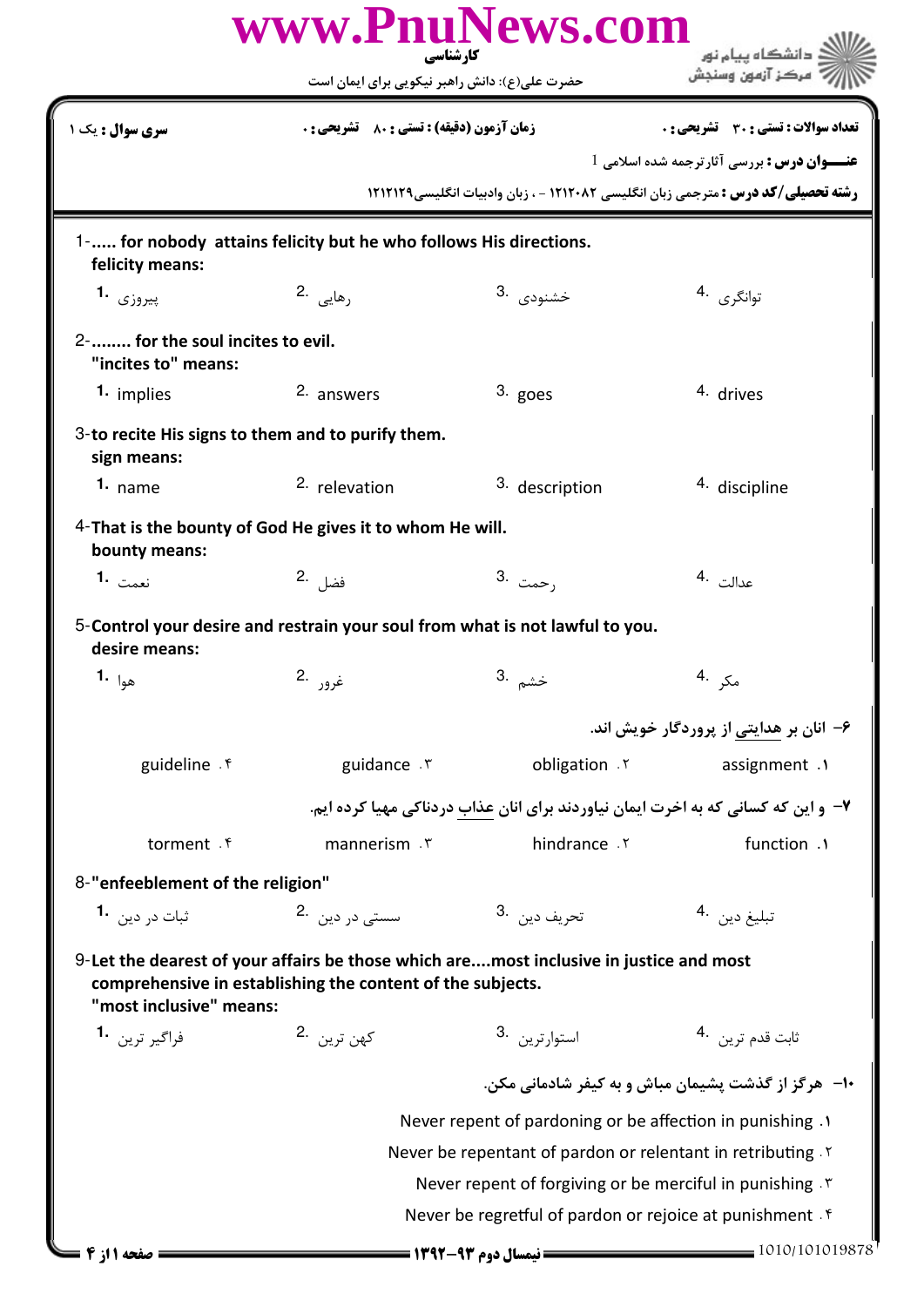www.PnuNews.com

کارشناسی

حضرت علی(ع): دانش راهبر نیکویی برای ایمان است

دانشگاه پیام نور
مرکز آزمون وسنجش

**سری سوال :** یک ۱

**زمان آزمون (دقیقه) : تستی :** ۸۰ **تشریحی :** ۰

**تعداد سوالات : تستی :** ۳۰ **تشریحی :** ۰

**عنـــوان درس :** بررسی آثارترجمه شده اسلامی 1

**رشته تحصیلی/کد درس :** مترجمی زبان انگلیسی ۱۲۱۲۰۸۲ - ، زبان وادبیات انگلیسی۱۲۱۲۱۲۹

---

1-..... **for nobody attains felicity but he who follows His directions.**
**felicity means:**

1. پیروزی
2. رهایی
3. خشنودی
4. توانگری

2-........ **for the soul incites to evil.**
**"incites to" means:**

1. implies
2. answers
3. goes
4. drives

3-**to recite His signs to them and to purify them.**
**sign means:**

1. name
2. relevation
3. description
4. discipline

4-**That is the bounty of God He gives it to whom He will.**
**bounty means:**

1. نعمت
2. فضل
3. رحمت
4. عدالت

5-**Control your desire and restrain your soul from what is not lawful to you.**
**desire means:**

1. هوا
2. غرور
3. خشم
4. مکر

**۶- انان بر هدایتی از پروردگار خویش اند.**

۱. assignment
۲. obligation
۳. guidance
۴. guideline

**۷- و این که کسانی که به اخرت ایمان نیاوردند برای انان عذاب دردناکی مهیا کرده ایم.**

۱. function
۲. hindrance
۳. mannerism
۴. torment

8-**"enfeeblement of the religion"**

1. ثبات در دین
2. سستی در دین
3. تحریف دین
4. تبلیغ دین

9-**Let the dearest of your affairs be those which are....most inclusive in justice and most comprehensive in establishing the content of the subjects.**
**"most inclusive" means:**

1. فراگیر ترین
2. کهن ترین
3. استوارترین
4. ثابت قدم ترین

**۱۰- هرگز از گذشت پشیمان مباش و به کیفر شادمانی مکن.**

۱. Never repent of pardoning or be affection in punishing
۲. Never be repentant of pardon or relentant in retributing
۳. Never repent of forgiving or be merciful in punishing
۴. Never be regretful of pardon or rejoice at punishment

**نیمسال دوم ۹۳-۱۳۹۲**

1010/101019878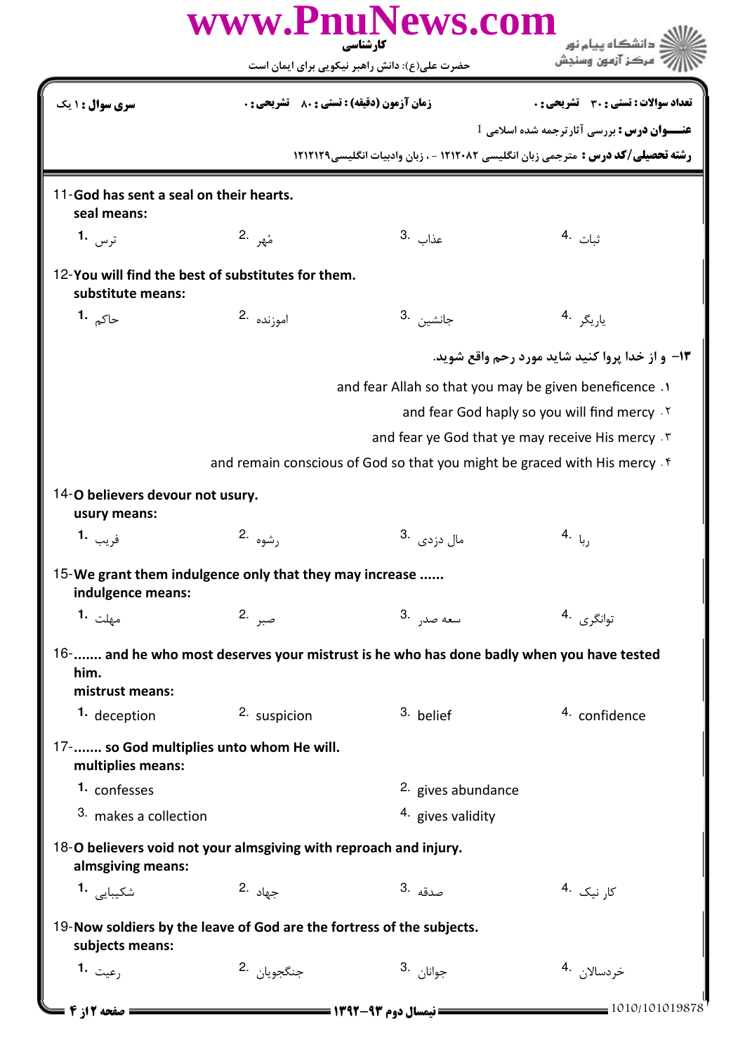**سری سوال :** ۱ یک | **زمان آزمون (دقیقه) :** تستی : ۸۰ تشریحی : ۰ | **تعداد سوالات :** تستی : ۳۰ تشریحی : ۰

**عنـــوان درس :** بررسی آثارترجمه شده اسلامی 1

**رشته تحصیلی/کد درس :** مترجمی زبان انگلیسی ۱۲۱۲۰۸۲ - ، زبان وادبیات انگلیسی۱۲۱۲۱۲۹

11-**God has sent a seal on their hearts.**
**seal means:**

1. ترس
2. مُهر
3. عذاب
4. ثبات

12-**You will find the best of substitutes for them.**
**substitute means:**

1. حاکم
2. اموزنده
3. جانشین
4. یاریگر

**۱۳- و از خدا پروا کنید شاید مورد رحم واقع شوید.**

1. and fear Allah so that you may be given beneficence
2. and fear God haply so you will find mercy
3. and fear ye God that ye may receive His mercy
4. and remain conscious of God so that you might be graced with His mercy

14-**O believers devour not usury.**
**usury means:**

1. فریب
2. رشوه
3. مال دزدی
4. ربا

15-**We grant them indulgence only that they may increase ......**
**indulgence means:**

1. مهلت
2. صبر
3. سعه صدر
4. توانگری

16-**....... and he who most deserves your mistrust is he who has done badly when you have tested him.**
**mistrust means:**

1. deception
2. suspicion
3. belief
4. confidence

17-**....... so God multiplies unto whom He will.**
**multiplies means:**

1. confesses
2. gives abundance
3. makes a collection
4. gives validity

18-**O believers void not your almsgiving with reproach and injury.**
**almsgiving means:**

1. شکیبایی
2. جهاد
3. صدقه
4. کار نیک

19-**Now soldiers by the leave of God are the fortress of the subjects.**
**subjects means:**

1. رعیت
2. جنگجویان
3. جوانان
4. خردسالان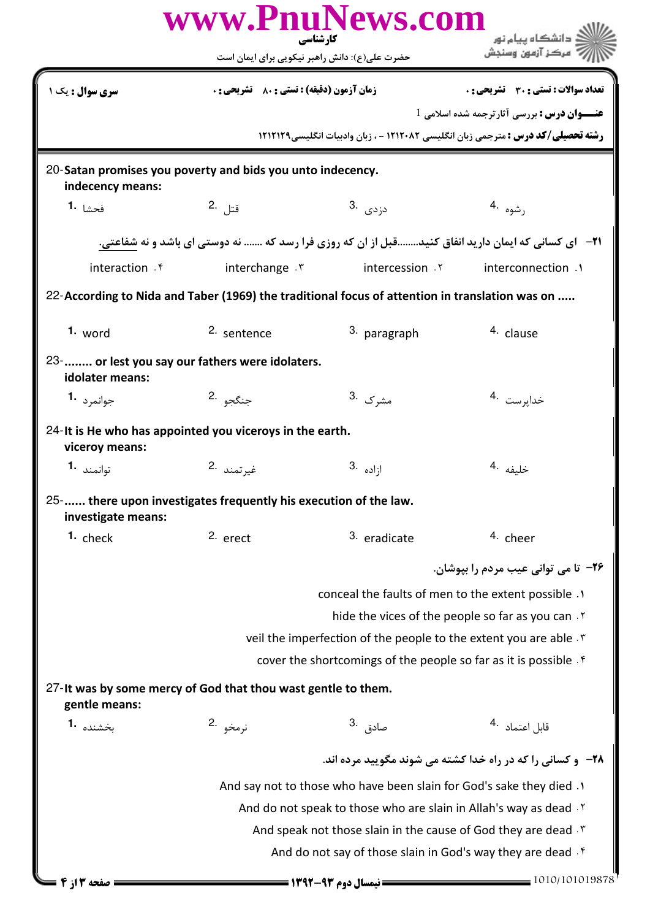20-**Satan promises you poverty and bids you unto indecency.**
**indecency means:**

1. فحشا
2. قتل
3. دزدی
4. رشوه

**۲۱- ای کسانی که ایمان دارید انفاق کنید......قبل از ان که روزی فرا رسد که ....... نه دوستی ای باشد و نه شفاعتی.**

۱. interconnection
۲. intercession
۳. interchange
۴. interaction

22-**According to Nida and Taber (1969) the traditional focus of attention in translation was on .....**

1. word
2. sentence
3. paragraph
4. clause

23-**........ or lest you say our fathers were idolaters.**
**idolater means:**

1. جوانمرد
2. جنگجو
3. مشرک
4. خداپرست

24-**It is He who has appointed you viceroys in the earth.**
**viceroy means:**

1. توانمند
2. غیرتمند
3. ازاده
4. خلیفه

25-**...... there upon investigates frequently his execution of the law.**
**investigate means:**

1. check
2. erect
3. eradicate
4. cheer

**۲۶- تا می توانی عیب مردم را بپوشان.**

۱. conceal the faults of men to the extent possible
۲. hide the vices of the people so far as you can
۳. veil the imperfection of the people to the extent you are able
۴. cover the shortcomings of the people so far as it is possible

27-**It was by some mercy of God that thou wast gentle to them.**
**gentle means:**

1. بخشنده
2. نرمخو
3. صادق
4. قابل اعتماد

**۲۸- و کسانی را که در راه خدا کشته می شوند مگویید مرده اند.**

۱. And say not to those who have been slain for God's sake they died
۲. And do not speak to those who are slain in Allah's way as dead
۳. And speak not those slain in the cause of God they are dead
۴. And do not say of those slain in God's way they are dead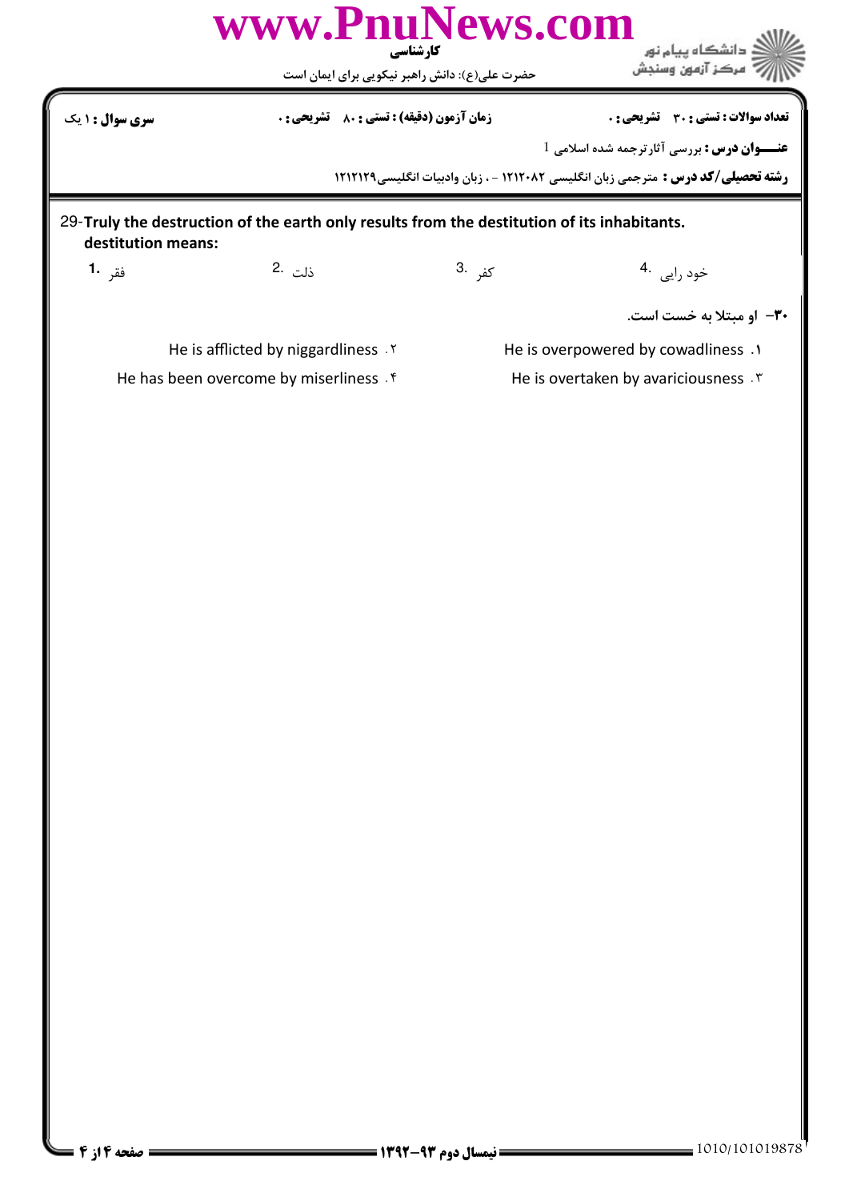29- **Truly the destruction of the earth only results from the destitution of its inhabitants. destitution means:**

1. فقر
2. ذلت
3. کفر
4. خود رایی

**۳۰- او مبتلا به خست است.**

۱. He is overpowered by cowadliness

۲. He is afflicted by niggardliness

۳. He is overtaken by avariciousness

۴. He has been overcome by miserliness